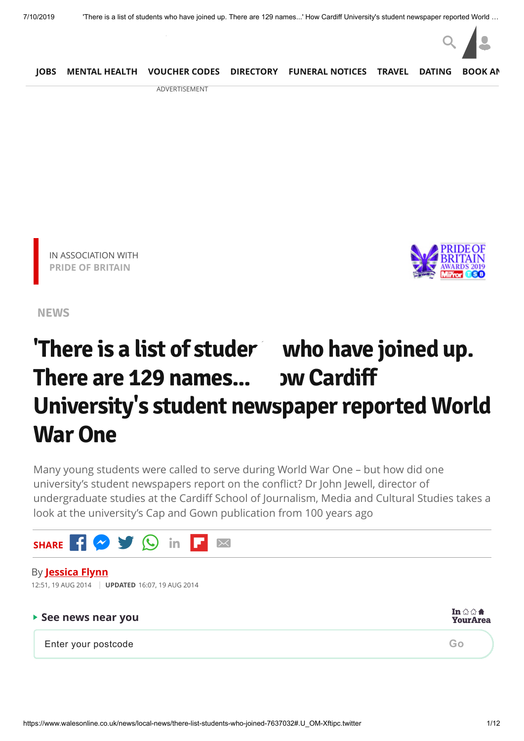JOBS MENTAL HEALTH VOUCHER CODES DIRECTORY FUNERAL NOTICES TRAVEL DATING BOOK AN

ADVERTISEMENT

IN ASSOCIATION WITH
PRIDE OF BRITAIN

NEWS

# 'There is a list of students who have joined up. There are 129 names...' How Cardiff University's student newspaper reported World War One

Many young students were called to serve during World War One – but how did one university's student newspapers report on the conflict? Dr John Jewell, director of undergraduate studies at the Cardiff School of Journalism, Media and Cultural Studies takes a look at the university's Cap and Gown publication from 100 years ago

SHARE

By **Jessica Flynn**

12:51, 19 AUG 2014 | **UPDATED** 16:07, 19 AUG 2014

**See news near you**

Enter your postcode Go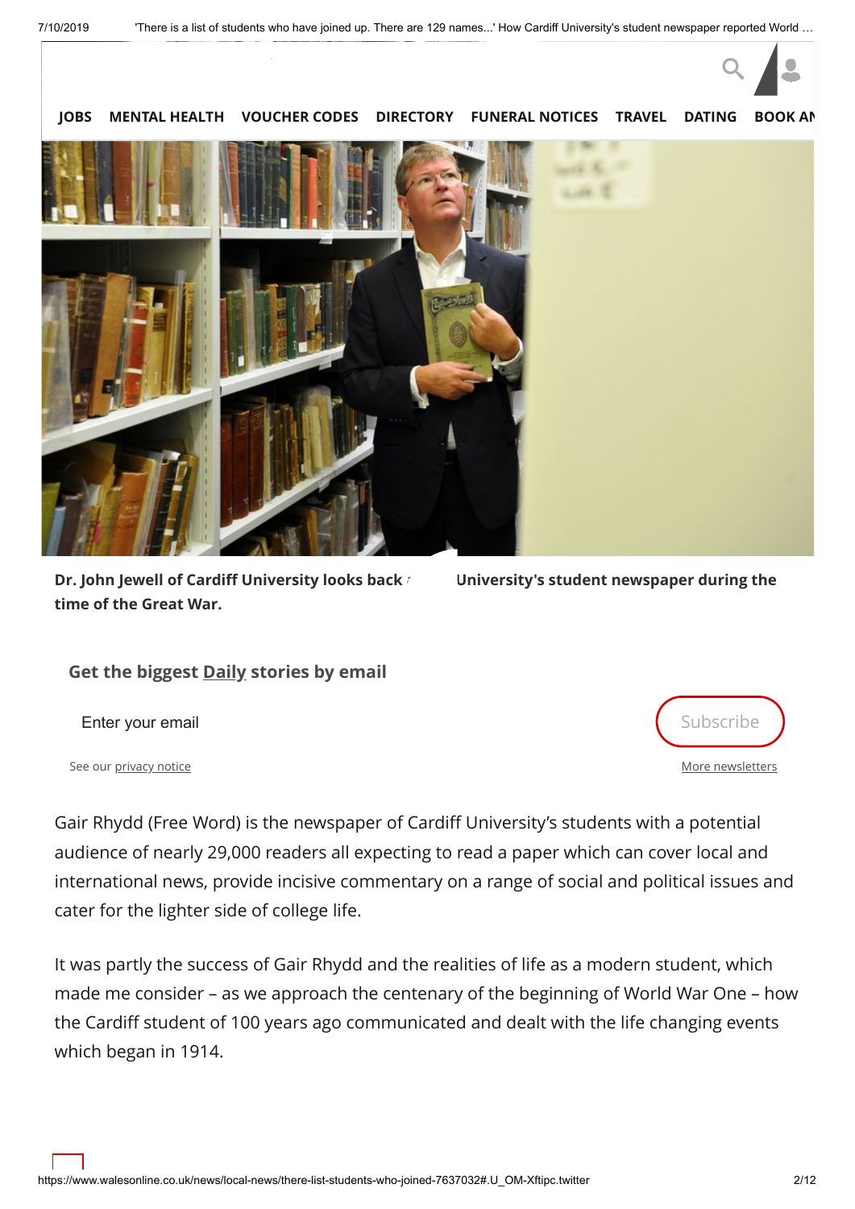JOBS MENTAL HEALTH VOUCHER CODES DIRECTORY FUNERAL NOTICES TRAVEL DATING BOOK AN

Dr. John Jewell of Cardiff University looks back at University's student newspaper during the time of the Great War.

Get the biggest Daily stories by email

Enter your email

Subscribe

See our privacy notice

More newsletters

Gair Rhydd (Free Word) is the newspaper of Cardiff University's students with a potential audience of nearly 29,000 readers all expecting to read a paper which can cover local and international news, provide incisive commentary on a range of social and political issues and cater for the lighter side of college life.

It was partly the success of Gair Rhydd and the realities of life as a modern student, which made me consider – as we approach the centenary of the beginning of World War One – how the Cardiff student of 100 years ago communicated and dealt with the life changing events which began in 1914.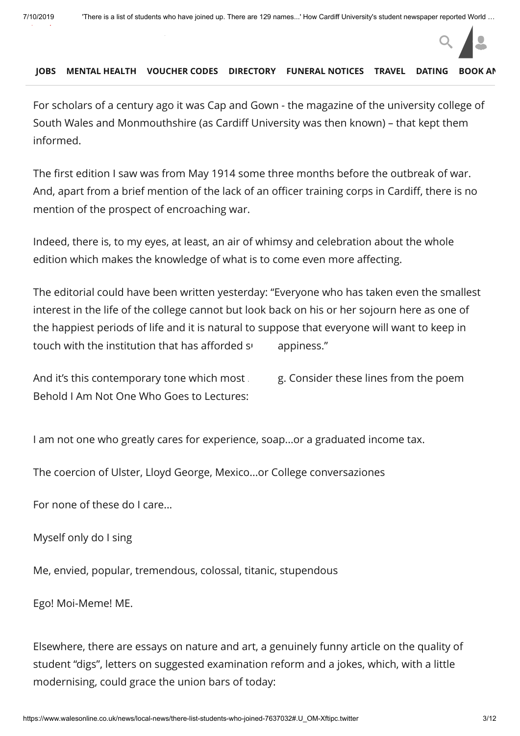For scholars of a century ago it was Cap and Gown - the magazine of the university college of South Wales and Monmouthshire (as Cardiff University was then known) – that kept them informed.

The first edition I saw was from May 1914 some three months before the outbreak of war. And, apart from a brief mention of the lack of an officer training corps in Cardiff, there is no mention of the prospect of encroaching war.

Indeed, there is, to my eyes, at least, an air of whimsy and celebration about the whole edition which makes the knowledge of what is to come even more affecting.

The editorial could have been written yesterday: “Everyone who has taken even the smallest interest in the life of the college cannot but look back on his or her sojourn here as one of the happiest periods of life and it is natural to suppose that everyone will want to keep in touch with the institution that has afforded s appiness.”

And it’s this contemporary tone which most g. Consider these lines from the poem Behold I Am Not One Who Goes to Lectures:

I am not one who greatly cares for experience, soap...or a graduated income tax.

The coercion of Ulster, Lloyd George, Mexico...or College conversaziones

For none of these do I care...

Myself only do I sing

Me, envied, popular, tremendous, colossal, titanic, stupendous

Ego! Moi-Meme! ME.

Elsewhere, there are essays on nature and art, a genuinely funny article on the quality of student “digs”, letters on suggested examination reform and a jokes, which, with a little modernising, could grace the union bars of today: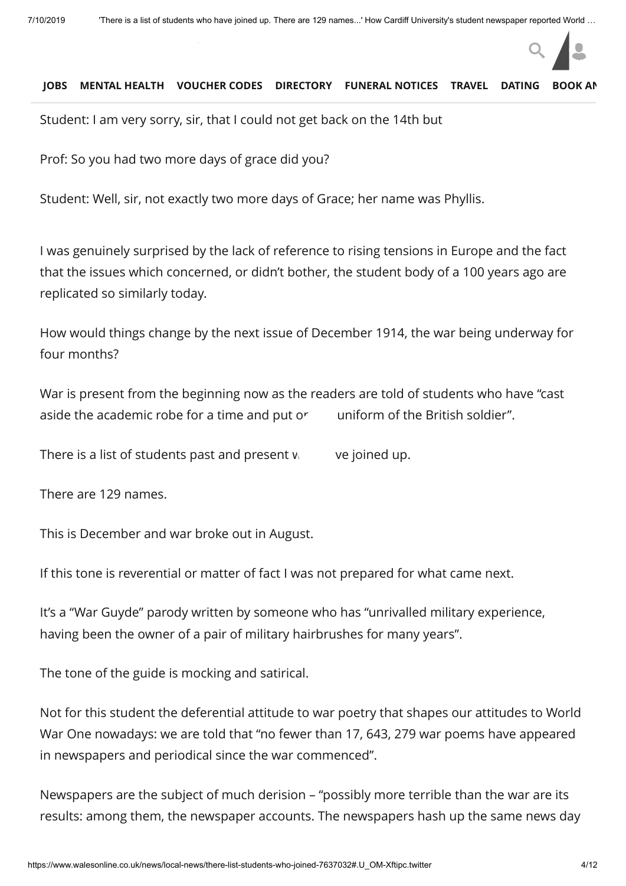Student: I am very sorry, sir, that I could not get back on the 14th but

Prof: So you had two more days of grace did you?

Student: Well, sir, not exactly two more days of Grace; her name was Phyllis.

I was genuinely surprised by the lack of reference to rising tensions in Europe and the fact that the issues which concerned, or didn't bother, the student body of a 100 years ago are replicated so similarly today.

How would things change by the next issue of December 1914, the war being underway for four months?

War is present from the beginning now as the readers are told of students who have "cast aside the academic robe for a time and put on uniform of the British soldier".

There is a list of students past and present who have joined up.

There are 129 names.

This is December and war broke out in August.

If this tone is reverential or matter of fact I was not prepared for what came next.

It's a "War Guyde" parody written by someone who has "unrivalled military experience, having been the owner of a pair of military hairbrushes for many years".

The tone of the guide is mocking and satirical.

Not for this student the deferential attitude to war poetry that shapes our attitudes to World War One nowadays: we are told that "no fewer than 17, 643, 279 war poems have appeared in newspapers and periodical since the war commenced".

Newspapers are the subject of much derision – "possibly more terrible than the war are its results: among them, the newspaper accounts. The newspapers hash up the same news day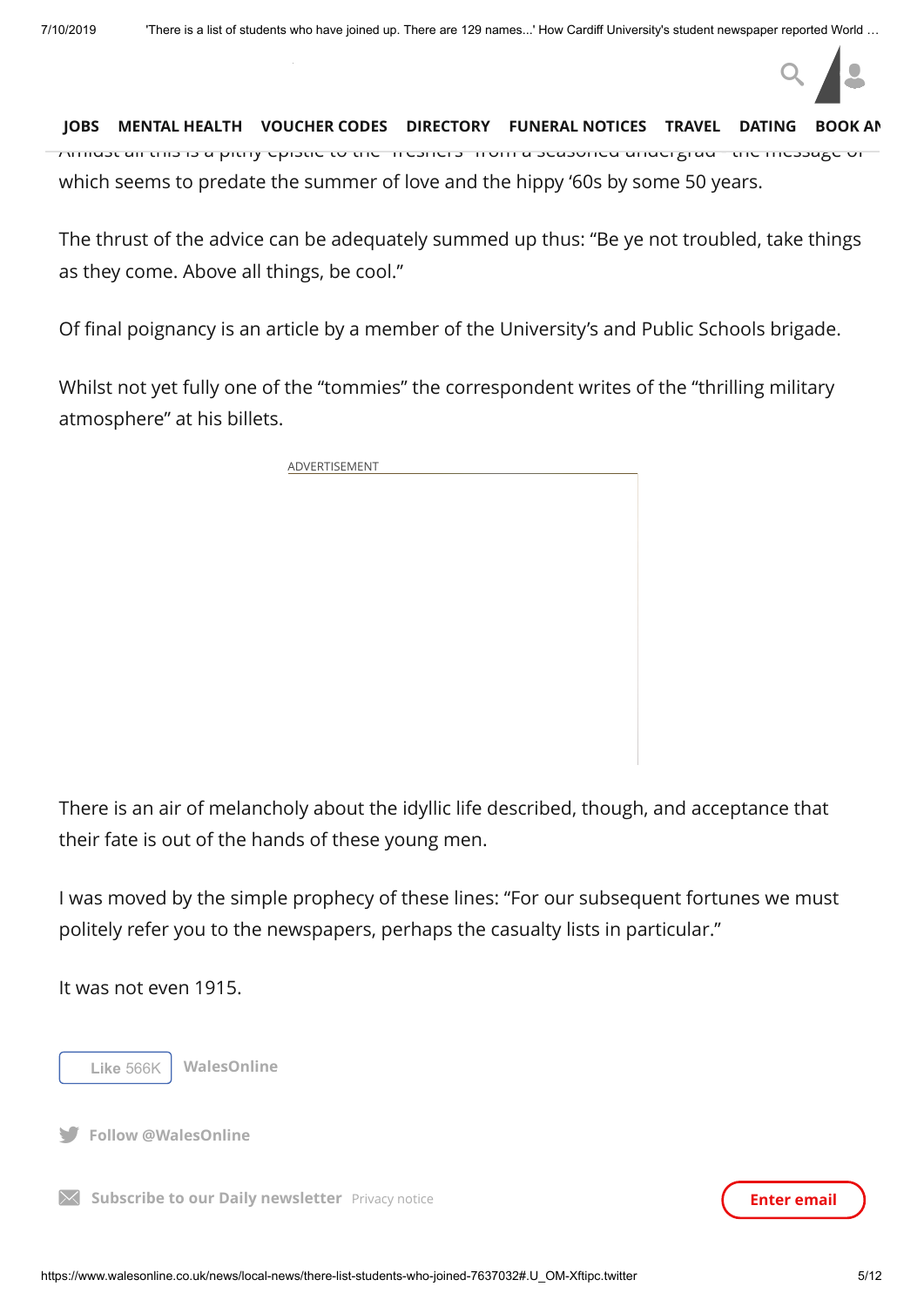which seems to predate the summer of love and the hippy '60s by some 50 years.

The thrust of the advice can be adequately summed up thus: "Be ye not troubled, take things as they come. Above all things, be cool."

Of final poignancy is an article by a member of the University's and Public Schools brigade.

Whilst not yet fully one of the "tommies" the correspondent writes of the "thrilling military atmosphere" at his billets.

There is an air of melancholy about the idyllic life described, though, and acceptance that their fate is out of the hands of these young men.

I was moved by the simple prophecy of these lines: "For our subsequent fortunes we must politely refer you to the newspapers, perhaps the casualty lists in particular."

It was not even 1915.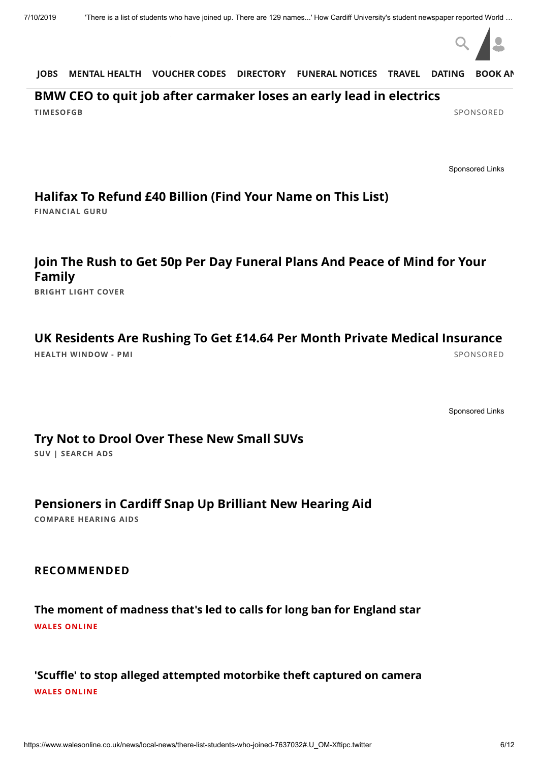JOBS MENTAL HEALTH VOUCHER CODES DIRECTORY FUNERAL NOTICES TRAVEL DATING BOOK AN

**BMW CEO to quit job after carmaker loses an early lead in electrics**

TIMESOFGB SPONSORED

Sponsored Links

**Halifax To Refund £40 Billion (Find Your Name on This List)**

FINANCIAL GURU

**Join The Rush to Get 50p Per Day Funeral Plans And Peace of Mind for Your Family**

BRIGHT LIGHT COVER

**UK Residents Are Rushing To Get £14.64 Per Month Private Medical Insurance**

HEALTH WINDOW - PMI SPONSORED

Sponsored Links

**Try Not to Drool Over These New Small SUVs**

SUV | SEARCH ADS

**Pensioners in Cardiff Snap Up Brilliant New Hearing Aid**

COMPARE HEARING AIDS

## RECOMMENDED

**The moment of madness that's led to calls for long ban for England star**

WALES ONLINE

**'Scuffle' to stop alleged attempted motorbike theft captured on camera**

WALES ONLINE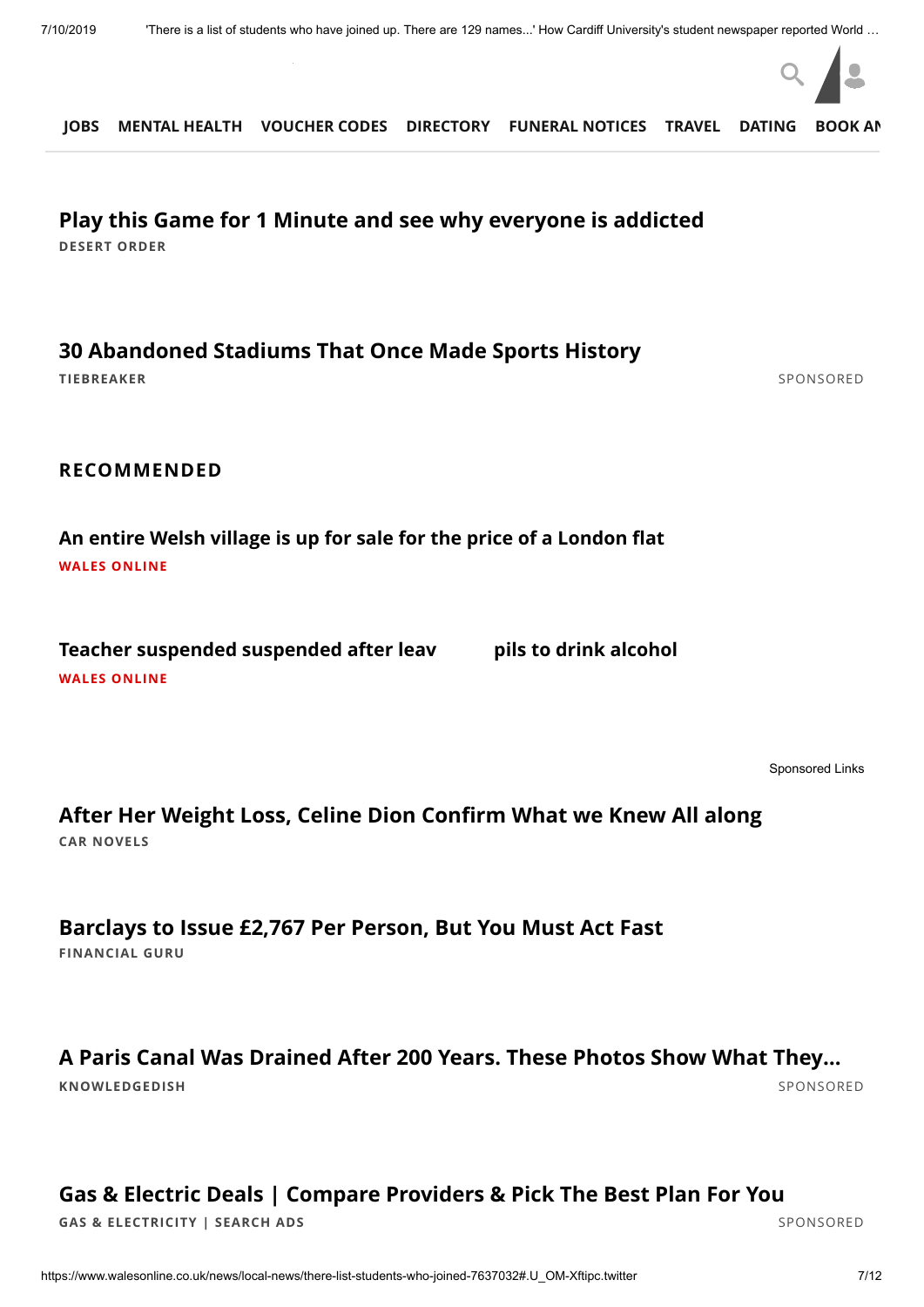JOBS MENTAL HEALTH VOUCHER CODES DIRECTORY FUNERAL NOTICES TRAVEL DATING BOOK AN

**Play this Game for 1 Minute and see why everyone is addicted**

DESERT ORDER

**30 Abandoned Stadiums That Once Made Sports History**

TIEBREAKER SPONSORED

## RECOMMENDED

**An entire Welsh village is up for sale for the price of a London flat**

WALES ONLINE

**Teacher suspended suspended after leav pils to drink alcohol**

WALES ONLINE

Sponsored Links

**After Her Weight Loss, Celine Dion Confirm What we Knew All along**

CAR NOVELS

**Barclays to Issue £2,767 Per Person, But You Must Act Fast**

FINANCIAL GURU

**A Paris Canal Was Drained After 200 Years. These Photos Show What They...**

KNOWLEDGEDISH SPONSORED

**Gas & Electric Deals | Compare Providers & Pick The Best Plan For You**

GAS & ELECTRICITY | SEARCH ADS SPONSORED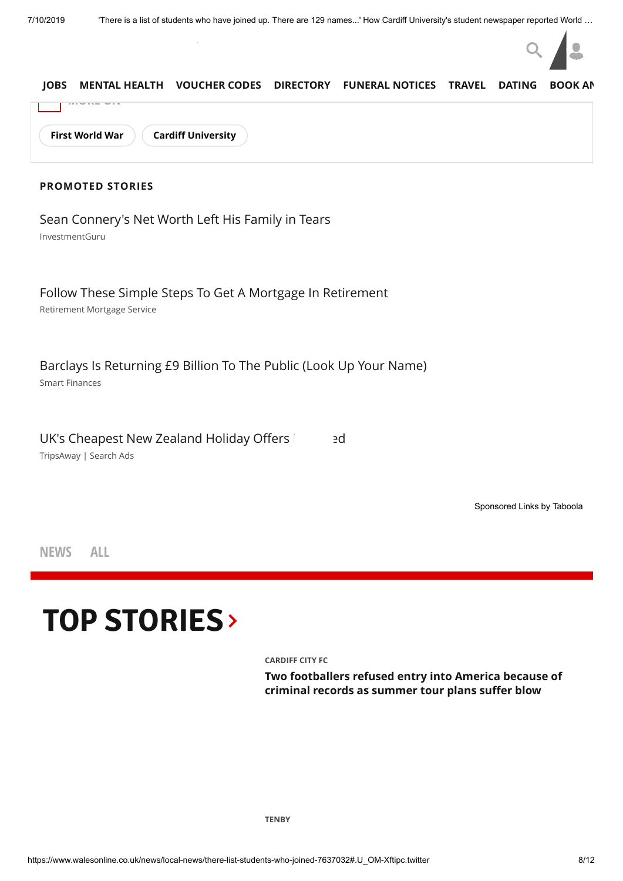JOBS MENTAL HEALTH VOUCHER CODES DIRECTORY FUNERAL NOTICES TRAVEL DATING BOOK AN

First World War | Cardiff University

**PROMOTED STORIES**

Sean Connery's Net Worth Left His Family in Tears
InvestmentGuru

Follow These Simple Steps To Get A Mortgage In Retirement
Retirement Mortgage Service

Barclays Is Returning £9 Billion To The Public (Look Up Your Name)
Smart Finances

UK's Cheapest New Zealand Holiday Offers ed
TripsAway | Search Ads

Sponsored Links by Taboola

NEWS ALL

# TOP STORIES ›

CARDIFF CITY FC

**Two footballers refused entry into America because of criminal records as summer tour plans suffer blow**

TENBY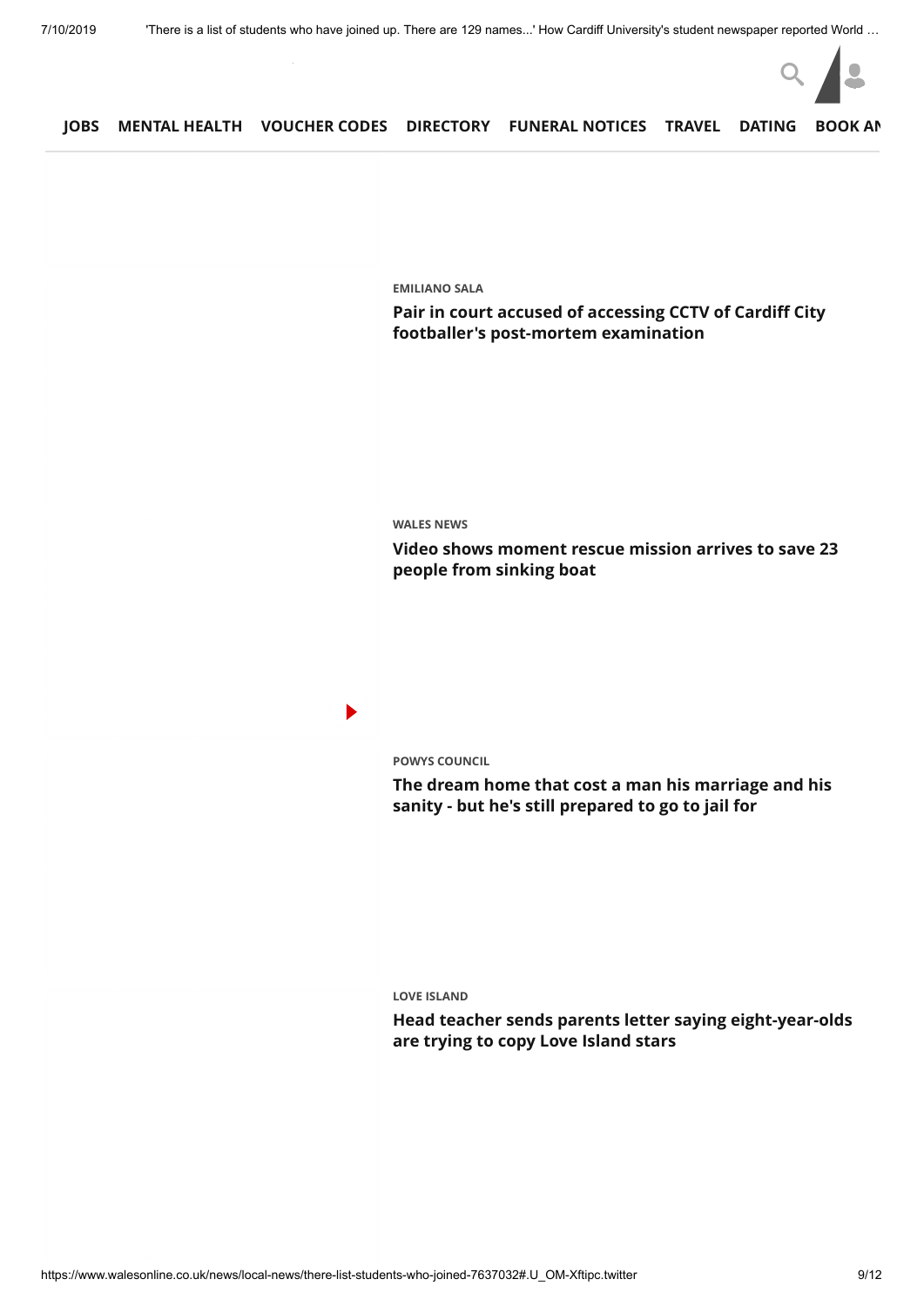**JOBS** **MENTAL HEALTH** **VOUCHER CODES** **DIRECTORY** **FUNERAL NOTICES** **TRAVEL** **DATING** **BOOK AN**

**EMILIANO SALA**

**Pair in court accused of accessing CCTV of Cardiff City footballer's post-mortem examination**

**WALES NEWS**

**Video shows moment rescue mission arrives to save 23 people from sinking boat**

**POWYS COUNCIL**

**The dream home that cost a man his marriage and his sanity - but he's still prepared to go to jail for**

**LOVE ISLAND**

**Head teacher sends parents letter saying eight-year-olds are trying to copy Love Island stars**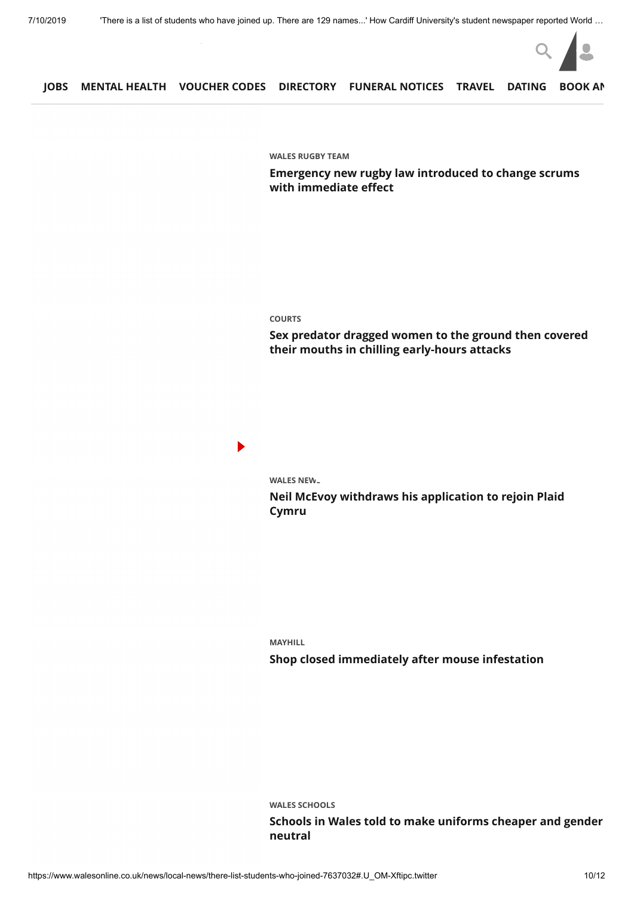**JOBS** **MENTAL HEALTH** **VOUCHER CODES** **DIRECTORY** **FUNERAL NOTICES** **TRAVEL** **DATING** **BOOK AN**

WALES RUGBY TEAM

**Emergency new rugby law introduced to change scrums with immediate effect**

COURTS

**Sex predator dragged women to the ground then covered their mouths in chilling early-hours attacks**

WALES NEWS

**Neil McEvoy withdraws his application to rejoin Plaid Cymru**

MAYHILL

**Shop closed immediately after mouse infestation**

WALES SCHOOLS

**Schools in Wales told to make uniforms cheaper and gender neutral**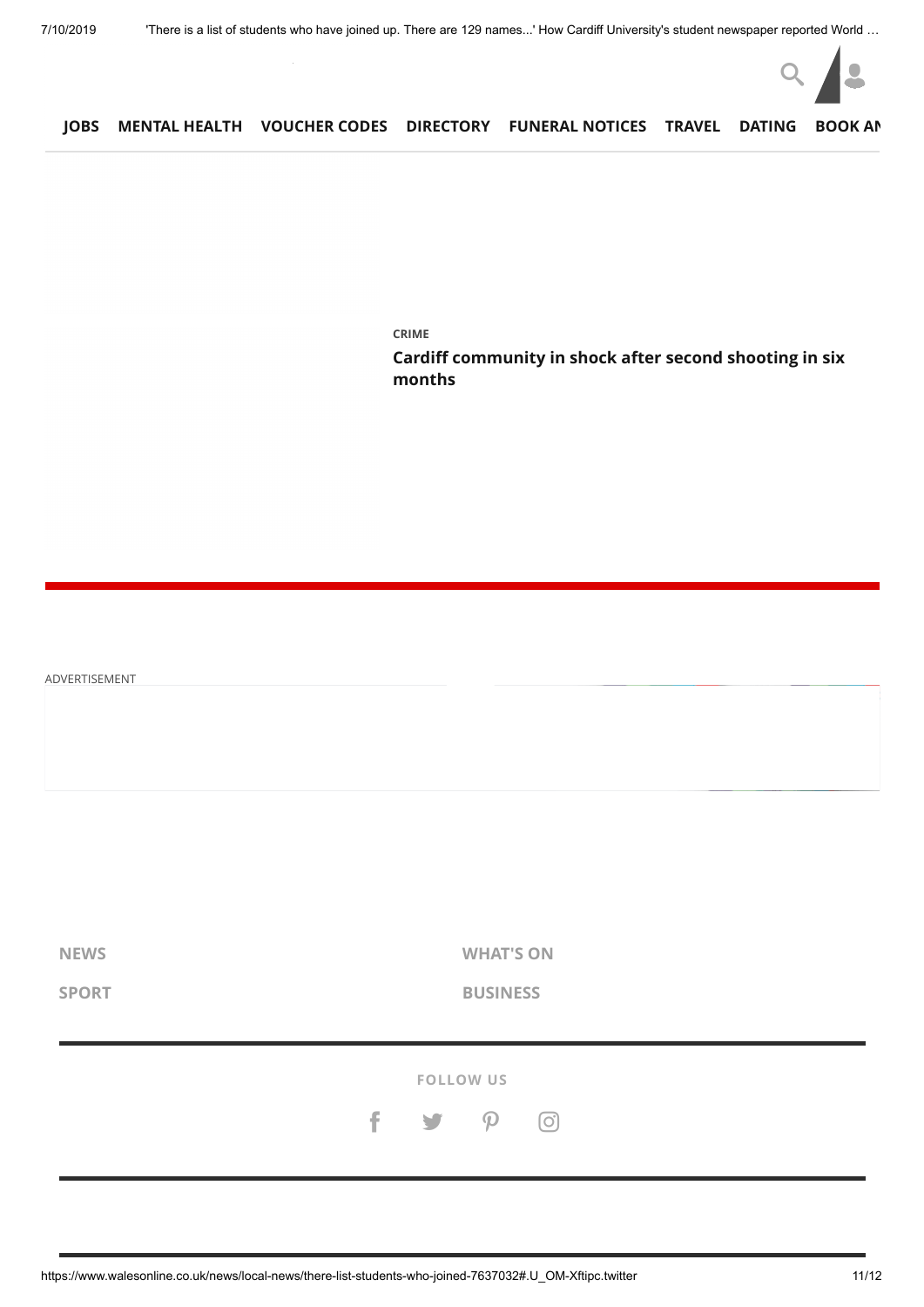JOBS MENTAL HEALTH VOUCHER CODES DIRECTORY FUNERAL NOTICES TRAVEL DATING BOOK AN

CRIME

**Cardiff community in shock after second shooting in six months**

ADVERTISEMENT

NEWS

WHAT'S ON

SPORT

BUSINESS

FOLLOW US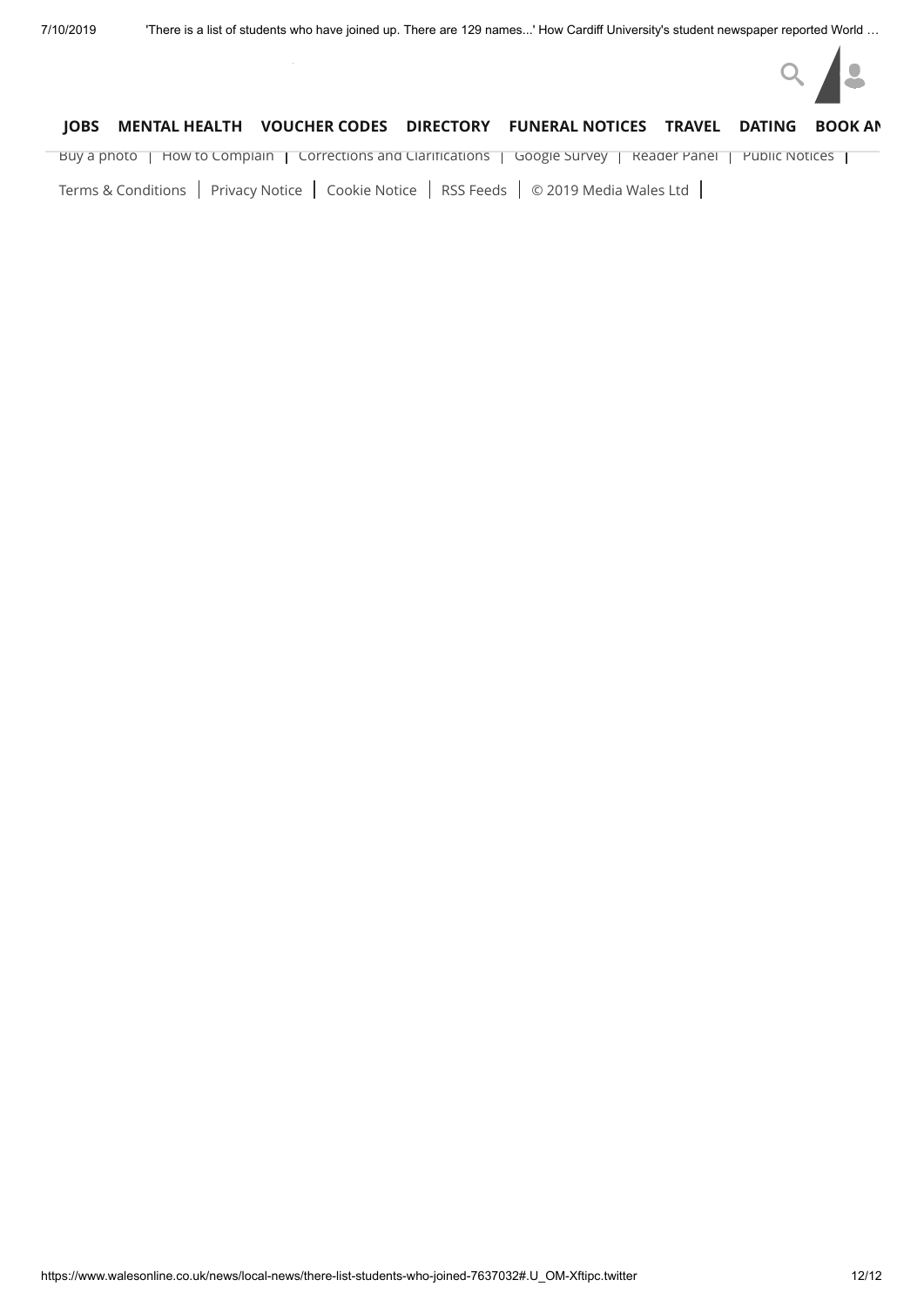**JOBS** **MENTAL HEALTH** **VOUCHER CODES** **DIRECTORY** **FUNERAL NOTICES** **TRAVEL** **DATING** **BOOK AN**

Buy a photo | How to Complain | Corrections and Clarifications | Google Survey | Reader Panel | Public Notices |

Terms & Conditions | Privacy Notice | Cookie Notice | RSS Feeds | © 2019 Media Wales Ltd |